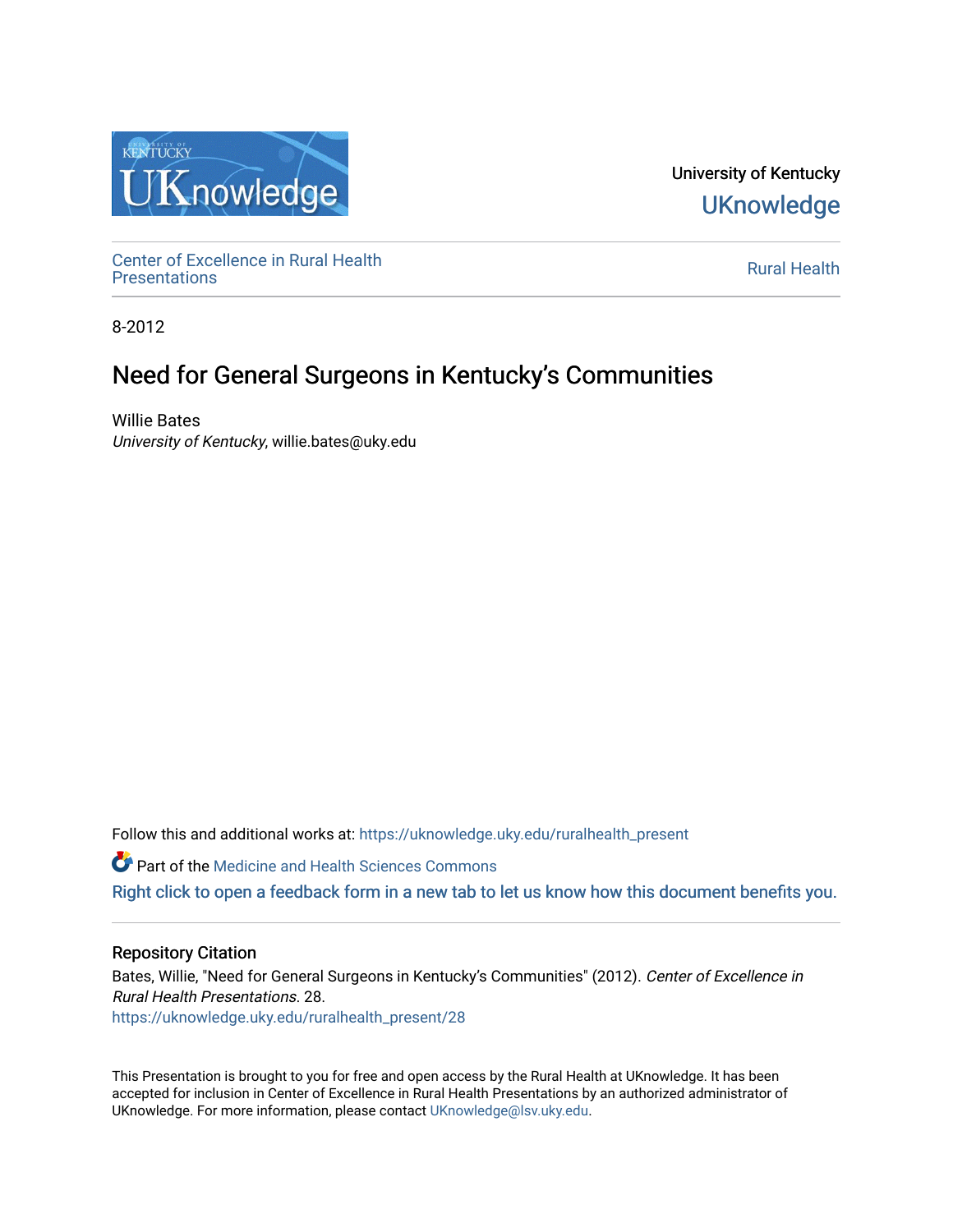University of Kentucky
**UKnowledge**

Center of Excellence in Rural Health Presentations

Rural Health

8-2012

# Need for General Surgeons in Kentucky's Communities

Willie Bates
*University of Kentucky*, willie.bates@uky.edu

Follow this and additional works at: https://uknowledge.uky.edu/ruralhealth_present

Part of the Medicine and Health Sciences Commons

Right click to open a feedback form in a new tab to let us know how this document benefits you.

## Repository Citation

Bates, Willie, "Need for General Surgeons in Kentucky's Communities" (2012). *Center of Excellence in Rural Health Presentations*. 28.
https://uknowledge.uky.edu/ruralhealth_present/28

This Presentation is brought to you for free and open access by the Rural Health at UKnowledge. It has been accepted for inclusion in Center of Excellence in Rural Health Presentations by an authorized administrator of UKnowledge. For more information, please contact UKnowledge@lsv.uky.edu.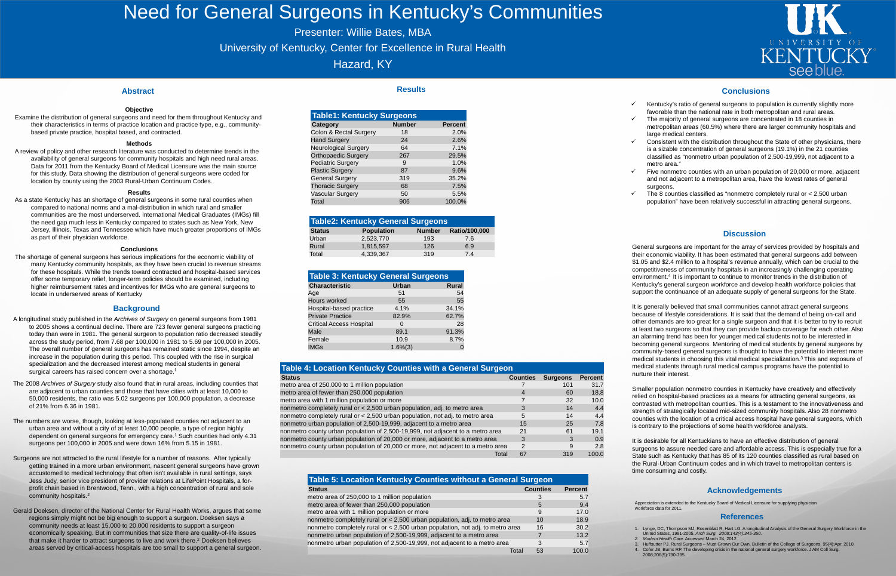# Need for General Surgeons in Kentucky's Communities

Presenter: Willie Bates, MBA

University of Kentucky, Center for Excellence in Rural Health

Hazard, KY

UK UNIVERSITY OF KENTUCKY see blue.

## Abstract

### Objective

Examine the distribution of general surgeons and need for them throughout Kentucky and their characteristics in terms of practice location and practice type, e.g., community-based private practice, hospital based, and contracted.

### Methods

A review of policy and other research literature was conducted to determine trends in the availability of general surgeons for community hospitals and high need rural areas. Data for 2011 from the Kentucky Board of Medical Licensure was the main source for this study. Data showing the distribution of general surgeons were coded for location by county using the 2003 Rural-Urban Continuum Codes.

### Results

As a state Kentucky has an shortage of general surgeons in some rural counties when compared to national norms and a mal-distribution in which rural and smaller communities are the most underserved. International Medical Graduates (IMGs) fill the need gap much less in Kentucky compared to states such as New York, New Jersey, Illinois, Texas and Tennessee which have much greater proportions of IMGs as part of their physician workforce.

### Conclusions

The shortage of general surgeons has serious implications for the economic viability of many Kentucky community hospitals, as they have been crucial to revenue streams for these hospitals. While the trends toward contracted and hospital-based services offer some temporary relief, longer-term policies should be examined, including higher reimbursement rates and incentives for IMGs who are general surgeons to locate in underserved areas of Kentucky

## Background

A longitudinal study published in the *Archives of Surgery* on general surgeons from 1981 to 2005 shows a continual decline. There are 723 fewer general surgeons practicing today than were in 1981. The general surgeon to population ratio decreased steadily across the study period, from 7.68 per 100,000 in 1981 to 5.69 per 100,000 in 2005. The overall number of general surgeons has remained static since 1994, despite an increase in the population during this period. This coupled with the rise in surgical specialization and the decreased interest among medical students in general surgical careers has raised concern over a shortage.[1]

The 2008 *Archives of Surgery* study also found that in rural areas, including counties that are adjacent to urban counties and those that have cities with at least 10,000 to 50,000 residents, the ratio was 5.02 surgeons per 100,000 residents, a decrease of 21% from 6.36 in 1981.

The numbers are worse, though, looking at less-populated counties not adjacent to an urban area and without a city of at least 10,000 people, a type of region highly dependent on general surgeons for emergency care.[1] Such counties had only 4.31 surgeons per 100,000 in 2005 and were down 16% from 5.15 in 1981.

Surgeons are not attracted to the rural lifestyle for a number of reasons. After typically getting trained in a more urban environment, nascent general surgeons have grown accustomed to medical technology that often isn't available in rural settings, says Jess Judy, senior vice president of provider relations at LifePoint Hospitals, a for-profit chain based in Brentwood, Tenn., with a high concentration of rural and sole community hospitals.[2]

Gerald Doeksen, director of the National Center for Rural Health Works, argues that some regions simply might not be big enough to support a surgeon. Doeksen says a community needs at least 15,000 to 20,000 residents to support a surgeon economically speaking. But in communities that size there are quality-of-life issues that make it harder to attract surgeons to live and work there.[2] Doeksen believes areas served by critical-access hospitals are too small to support a general surgeon.

## Results

**Table1: Kentucky Surgeons**

| Category | Number | Percent |
|---|---|---|
| Colon & Rectal Surgery | 18 | 2.0% |
| Hand Surgery | 24 | 2.6% |
| Neurological Surgery | 64 | 7.1% |
| Orthopaedic Surgery | 267 | 29.5% |
| Pediatric Surgery | 9 | 1.0% |
| Plastic Surgery | 87 | 9.6% |
| General Surgery | 319 | 35.2% |
| Thoracic Surgery | 68 | 7.5% |
| Vascular Surgery | 50 | 5.5% |
| Total | 906 | 100.0% |

**Table2: Kentucky General Surgeons**

| Status | Population | Number | Ratio/100,000 |
|---|---|---|---|
| Urban | 2,523,770 | 193 | 7.6 |
| Rural | 1,815,597 | 126 | 6.9 |
| Total | 4,339,367 | 319 | 7.4 |

**Table 3: Kentucky General Surgeons**

| Characteristic | Urban | Rural |
|---|---|---|
| Age | 51 | 54 |
| Hours worked | 55 | 55 |
| Hospital-based practice | 4.1% | 34.1% |
| Private Practice | 82.9% | 62.7% |
| Critical Access Hospital | 0 | 28 |
| Male | 89.1 | 91.3% |
| Female | 10.9 | 8.7% |
| IMGs | 1.6%(3) | 0 |

**Table 4: Location Kentucky Counties with a General Surgeon**

| Status | Counties | Surgeons | Percent |
|---|---|---|---|
| metro area of 250,000 to 1 million population | 7 | 101 | 31.7 |
| metro area of fewer than 250,000 population | 4 | 60 | 18.8 |
| metro area with 1 million population or more | 7 | 32 | 10.0 |
| nonmetro completely rural or < 2,500 urban population, adj. to metro area | 3 | 14 | 4.4 |
| nonmetro completely rural or < 2,500 urban population, not adj. to metro area | 5 | 14 | 4.4 |
| nonmetro urban population of 2,500-19,999, adjacent to a metro area | 15 | 25 | 7.8 |
| nonmetro county urban population of 2,500-19,999, not adjacent to a metro area | 21 | 61 | 19.1 |
| nonmetro county urban population of 20,000 or more, adjacent to a metro area | 3 | 3 | 0.9 |
| nonmetro county urban population of 20,000 or more, not adjacent to a metro area | 2 | 9 | 2.8 |
| Total | 67 | 319 | 100.0 |

**Table 5: Location Kentucky Counties without a General Surgeon**

| Status | Counties | Percent |
|---|---|---|
| metro area of 250,000 to 1 million population | 3 | 5.7 |
| metro area of fewer than 250,000 population | 5 | 9.4 |
| metro area with 1 million population or more | 9 | 17.0 |
| nonmetro completely rural or < 2,500 urban population, adj. to metro area | 10 | 18.9 |
| nonmetro completely rural or < 2,500 urban population, not adj. to metro area | 16 | 30.2 |
| nonmetro urban population of 2,500-19,999, adjacent to a metro area | 7 | 13.2 |
| nonmetro urban population of 2,500-19,999, not adjacent to a metro area | 3 | 5.7 |
| Total | 53 | 100.0 |

## Conclusions

- ✓ Kentucky's ratio of general surgeons to population is currently slightly more favorable than the national rate in both metropolitan and rural areas.
- ✓ The majority of general surgeons are concentrated in 18 counties in metropolitan areas (60.5%) where there are larger community hospitals and large medical centers.
- ✓ Consistent with the distribution throughout the State of other physicians, there is a sizable concentration of general surgeons (19.1%) in the 21 counties classified as "nonmetro urban population of 2,500-19,999, not adjacent to a metro area."
- ✓ Five nonmetro counties with an urban population of 20,000 or more, adjacent and not adjacent to a metropolitan area, have the lowest rates of general surgeons.
- ✓ The 8 counties classified as "nonmetro completely rural or < 2,500 urban population" have been relatively successful in attracting general surgeons.

## Discussion

General surgeons are important for the array of services provided by hospitals and their economic viability. It has been estimated that general surgeons add between $1.05 and $2.4 million to a hospital's revenue annually, which can be crucial to the competitiveness of community hospitals in an increasingly challenging operating environment.[4] It is important to continue to monitor trends in the distribution of Kentucky's general surgeon workforce and develop health workforce policies that support the continuance of an adequate supply of general surgeons for the State.

It is generally believed that small communities cannot attract general surgeons because of lifestyle considerations. It is said that the demand of being on-call and other demands are too great for a single surgeon and that it is better to try to recruit at least two surgeons so that they can provide backup coverage for each other. Also an alarming trend has been for younger medical students not to be interested in becoming general surgeons. Mentoring of medical students by general surgeons by community-based general surgeons is thought to have the potential to interest more medical students in choosing this vital medical specialization.[3] This and exposure of medical students through rural medical campus programs have the potential to nurture their interest.

Smaller population nonmetro counties in Kentucky have creatively and effectively relied on hospital-based practices as a means for attracting general surgeons, as contrasted with metropolitan counties. This is a testament to the innovativeness and strength of strategically located mid-sized community hospitals. Also 28 nonmetro counties with the location of a critical access hospital have general surgeons, which is contrary to the projections of some health workforce analysts.

It is desirable for all Kentuckians to have an effective distribution of general surgeons to assure needed care and affordable access. This is especially true for a State such as Kentucky that has 85 of its 120 counties classified as rural based on the Rural-Urban Continuum codes and in which travel to metropolitan centers is time consuming and costly.

## Acknowledgements

Appreciation is extended to the Kentucky Board of Medical Licensure for supplying physician workforce data for 2011.

## References

1. Lynge, DC, Thompson MJ, Rosenblatt R, Hart LG. A longitudinal Analysis of the General Surgery Workforce in the United States, 1981-2005. *Arch Surg. 2008;143(4):345-350.*
2. *Modern Health Care.* Accessed March 24, 2012
3. Huffsutter PJ. Rural Surgeons – Must Grown Our Own. Bulletin of the College of Surgeons. 95(4):Apr. 2010.
4. Cofer JB, Burns RP. The developing crisis in the national general surgery workforce. J AM Coll Surg. 2008;206(5):790-795.